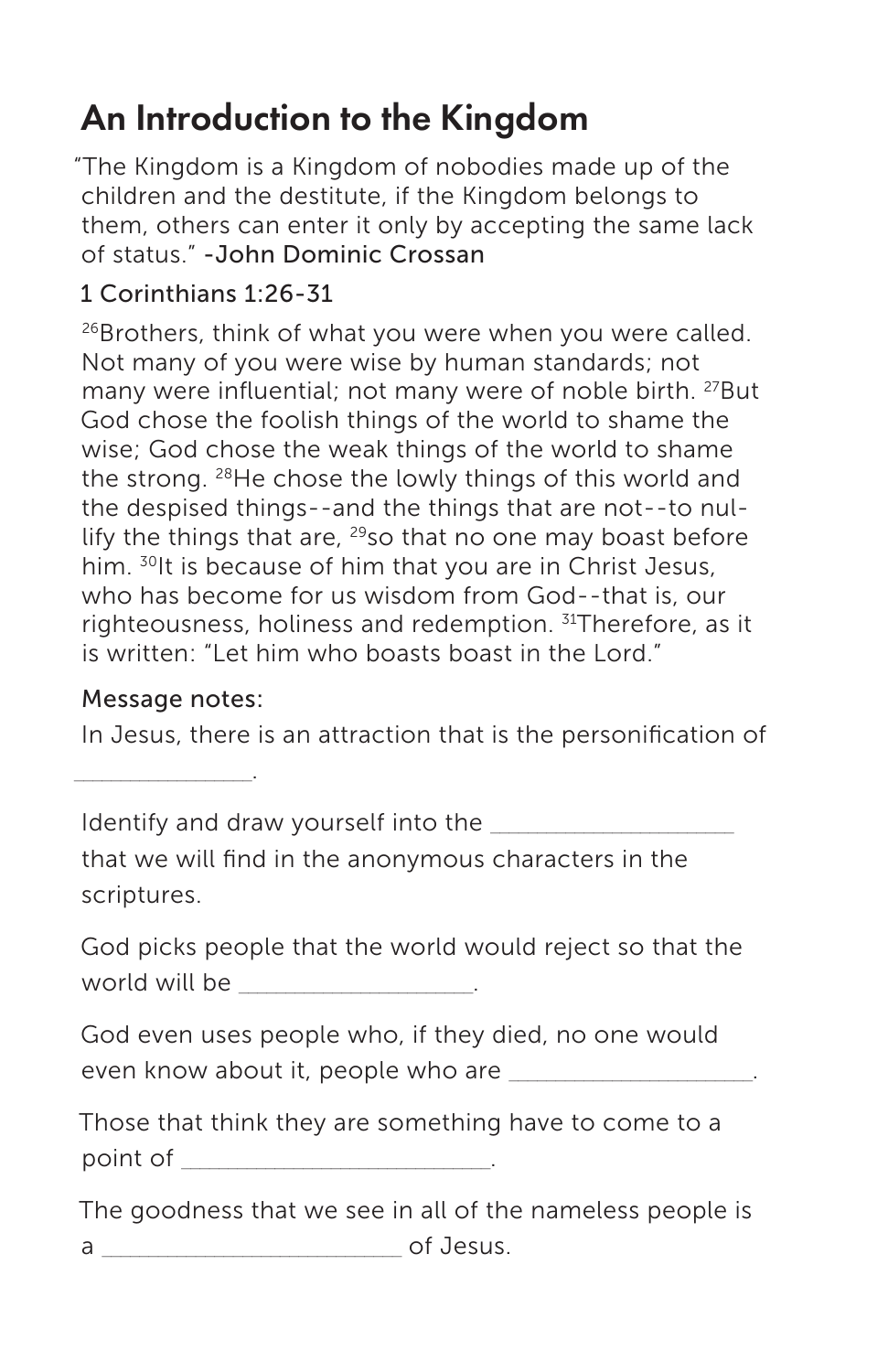# An Introduction to the Kingdom

"The Kingdom is a Kingdom of nobodies made up of the children and the destitute, if the Kingdom belongs to them, others can enter it only by accepting the same lack of status." -John Dominic Crossan

1 Corinthians 1:26-31

[26]Brothers, think of what you were when you were called. Not many of you were wise by human standards; not many were influential; not many were of noble birth. [27]But God chose the foolish things of the world to shame the wise; God chose the weak things of the world to shame the strong. [28]He chose the lowly things of this world and the despised things--and the things that are not--to nullify the things that are, [29]so that no one may boast before him. [30]It is because of him that you are in Christ Jesus, who has become for us wisdom from God--that is, our righteousness, holiness and redemption. [31]Therefore, as it is written: "Let him who boasts boast in the Lord."

Message notes:

In Jesus, there is an attraction that is the personification of _____________.

Identify and draw yourself into the __________________ that we will find in the anonymous characters in the scriptures.

God picks people that the world would reject so that the world will be __________________.

God even uses people who, if they died, no one would even know about it, people who are __________________.

Those that think they are something have to come to a point of _______________________.

The goodness that we see in all of the nameless people is a _______________________ of Jesus.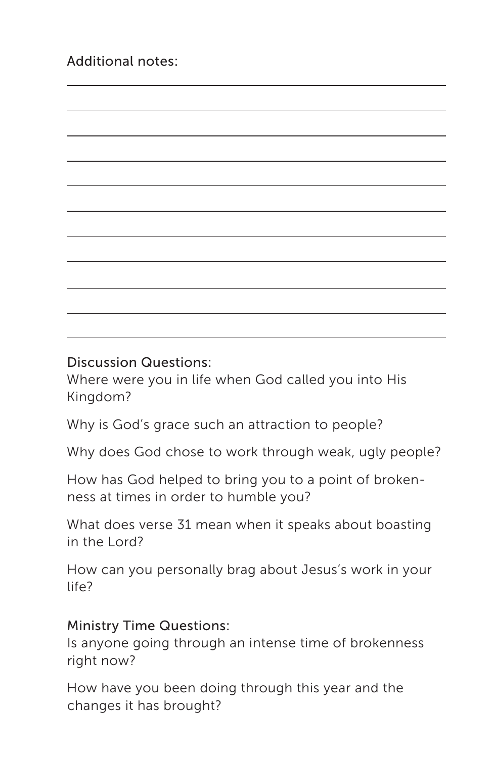Additional notes:

Discussion Questions:

Where were you in life when God called you into His Kingdom?

Why is God's grace such an attraction to people?

Why does God chose to work through weak, ugly people?

How has God helped to bring you to a point of brokenness at times in order to humble you?

What does verse 31 mean when it speaks about boasting in the Lord?

How can you personally brag about Jesus's work in your life?

Ministry Time Questions:

Is anyone going through an intense time of brokenness right now?

How have you been doing through this year and the changes it has brought?